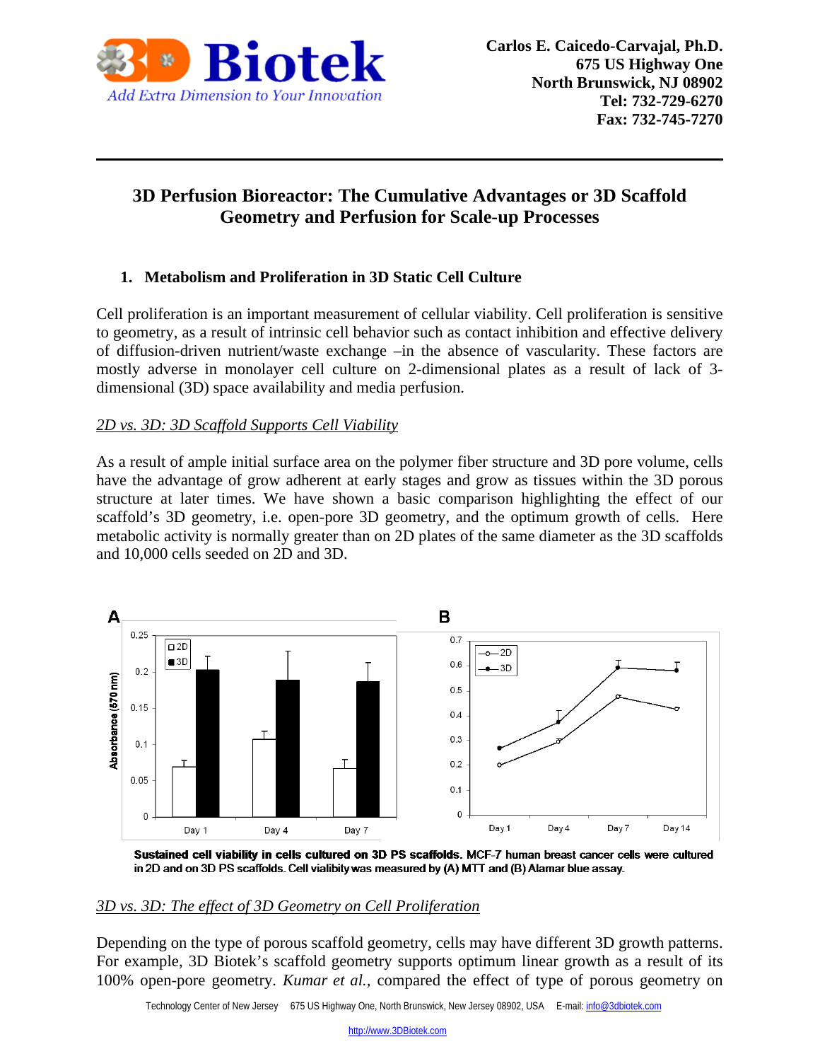Carlos E. Caicedo-Carvajal, Ph.D.
675 US Highway One
North Brunswick, NJ 08902
Tel: 732-729-6270
Fax: 732-745-7270

# 3D Perfusion Bioreactor: The Cumulative Advantages or 3D Scaffold Geometry and Perfusion for Scale-up Processes

## 1. Metabolism and Proliferation in 3D Static Cell Culture

Cell proliferation is an important measurement of cellular viability. Cell proliferation is sensitive to geometry, as a result of intrinsic cell behavior such as contact inhibition and effective delivery of diffusion-driven nutrient/waste exchange –in the absence of vascularity. These factors are mostly adverse in monolayer cell culture on 2-dimensional plates as a result of lack of 3-dimensional (3D) space availability and media perfusion.

*2D vs. 3D: 3D Scaffold Supports Cell Viability*

As a result of ample initial surface area on the polymer fiber structure and 3D pore volume, cells have the advantage of grow adherent at early stages and grow as tissues within the 3D porous structure at later times. We have shown a basic comparison highlighting the effect of our scaffold's 3D geometry, i.e. open-pore 3D geometry, and the optimum growth of cells. Here metabolic activity is normally greater than on 2D plates of the same diameter as the 3D scaffolds and 10,000 cells seeded on 2D and 3D.

**Sustained cell viability in cells cultured on 3D PS scaffolds.** MCF-7 human breast cancer cells were cultured in 2D and on 3D PS scaffolds. Cell vialibity was measured by (A) MTT and (B) Alamar blue assay.

*3D vs. 3D: The effect of 3D Geometry on Cell Proliferation*

Depending on the type of porous scaffold geometry, cells may have different 3D growth patterns. For example, 3D Biotek's scaffold geometry supports optimum linear growth as a result of its 100% open-pore geometry. *Kumar et al.,* compared the effect of type of porous geometry on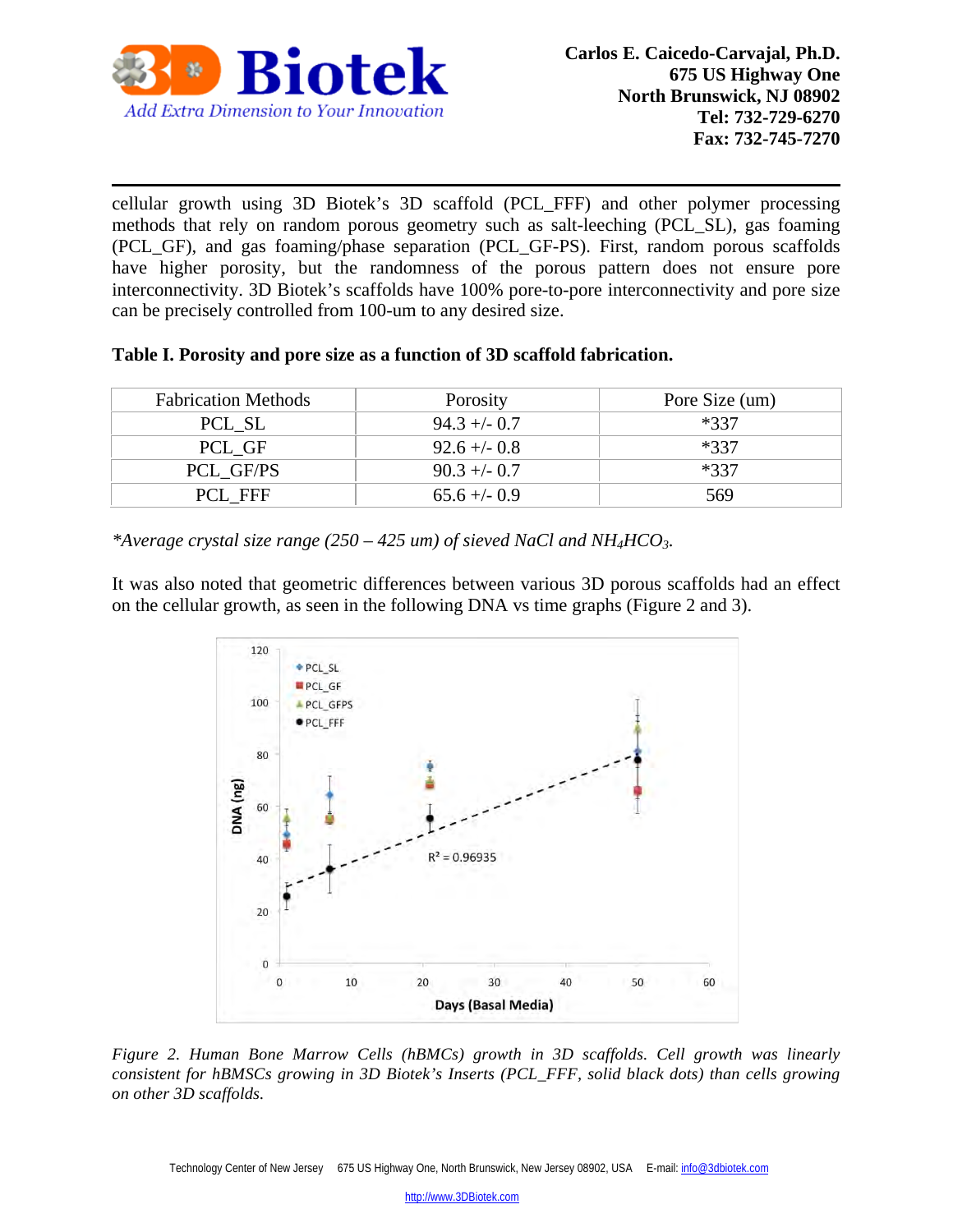cellular growth using 3D Biotek's 3D scaffold (PCL_FFF) and other polymer processing methods that rely on random porous geometry such as salt-leeching (PCL_SL), gas foaming (PCL_GF), and gas foaming/phase separation (PCL_GF-PS). First, random porous scaffolds have higher porosity, but the randomness of the porous pattern does not ensure pore interconnectivity. 3D Biotek's scaffolds have 100% pore-to-pore interconnectivity and pore size can be precisely controlled from 100-um to any desired size.

**Table I. Porosity and pore size as a function of 3D scaffold fabrication.**

| Fabrication Methods | Porosity | Pore Size (um) |
|---|---|---|
| PCL_SL | 94.3 +/- 0.7 | *337 |
| PCL_GF | 92.6 +/- 0.8 | *337 |
| PCL_GF/PS | 90.3 +/- 0.7 | *337 |
| PCL_FFF | 65.6 +/- 0.9 | 569 |

*\*Average crystal size range (250 – 425 um) of sieved NaCl and $NH_4HCO_3$.*

It was also noted that geometric differences between various 3D porous scaffolds had an effect on the cellular growth, as seen in the following DNA vs time graphs (Figure 2 and 3).

*Figure 2. Human Bone Marrow Cells (hBMCs) growth in 3D scaffolds. Cell growth was linearly consistent for hBMSCs growing in 3D Biotek's Inserts (PCL_FFF, solid black dots) than cells growing on other 3D scaffolds.*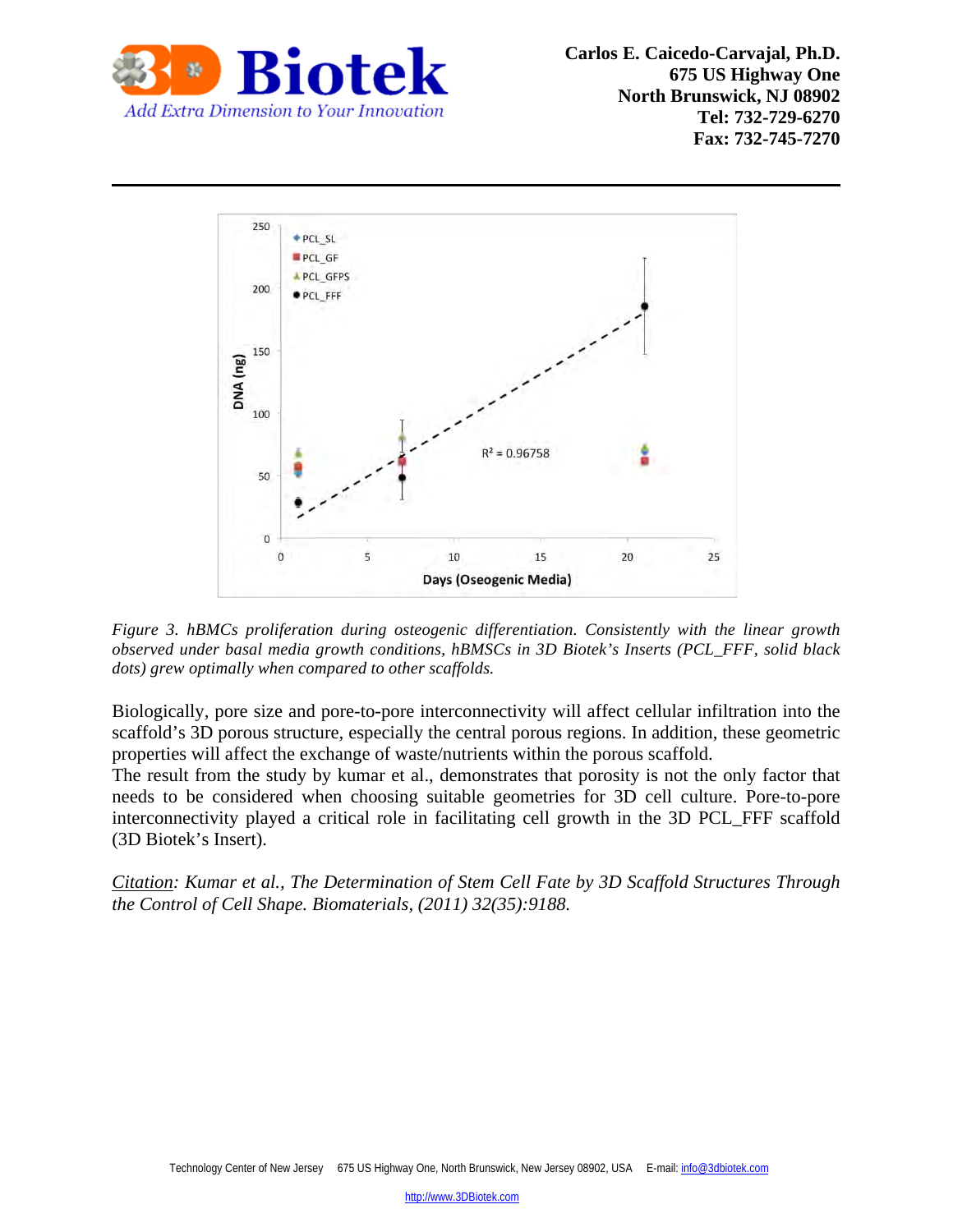*Figure 3. hBMCs proliferation during osteogenic differentiation. Consistently with the linear growth observed under basal media growth conditions, hBMSCs in 3D Biotek's Inserts (PCL_FFF, solid black dots) grew optimally when compared to other scaffolds.*

Biologically, pore size and pore-to-pore interconnectivity will affect cellular infiltration into the scaffold's 3D porous structure, especially the central porous regions. In addition, these geometric properties will affect the exchange of waste/nutrients within the porous scaffold.
The result from the study by kumar et al., demonstrates that porosity is not the only factor that needs to be considered when choosing suitable geometries for 3D cell culture. Pore-to-pore interconnectivity played a critical role in facilitating cell growth in the 3D PCL_FFF scaffold (3D Biotek's Insert).

*<u>Citation</u>: Kumar et al., The Determination of Stem Cell Fate by 3D Scaffold Structures Through the Control of Cell Shape. Biomaterials, (2011) 32(35):9188.*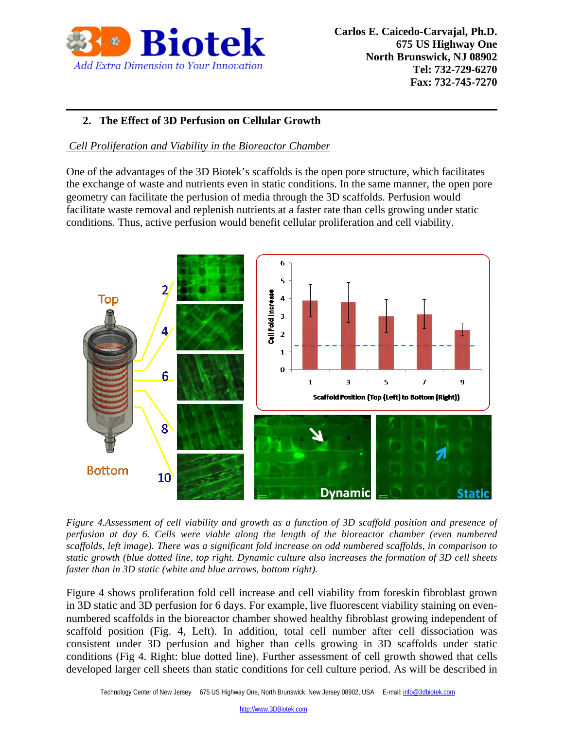## 2. The Effect of 3D Perfusion on Cellular Growth

*Cell Proliferation and Viability in the Bioreactor Chamber*

One of the advantages of the 3D Biotek's scaffolds is the open pore structure, which facilitates the exchange of waste and nutrients even in static conditions. In the same manner, the open pore geometry can facilitate the perfusion of media through the 3D scaffolds. Perfusion would facilitate waste removal and replenish nutrients at a faster rate than cells growing under static conditions. Thus, active perfusion would benefit cellular proliferation and cell viability.

*Figure 4.Assessment of cell viability and growth as a function of 3D scaffold position and presence of perfusion at day 6. Cells were viable along the length of the bioreactor chamber (even numbered scaffolds, left image). There was a significant fold increase on odd numbered scaffolds, in comparison to static growth (blue dotted line, top right. Dynamic culture also increases the formation of 3D cell sheets faster than in 3D static (white and blue arrows, bottom right).*

Figure 4 shows proliferation fold cell increase and cell viability from foreskin fibroblast grown in 3D static and 3D perfusion for 6 days. For example, live fluorescent viability staining on even-numbered scaffolds in the bioreactor chamber showed healthy fibroblast growing independent of scaffold position (Fig. 4, Left). In addition, total cell number after cell dissociation was consistent under 3D perfusion and higher than cells growing in 3D scaffolds under static conditions (Fig 4. Right: blue dotted line). Further assessment of cell growth showed that cells developed larger cell sheets than static conditions for cell culture period. As will be described in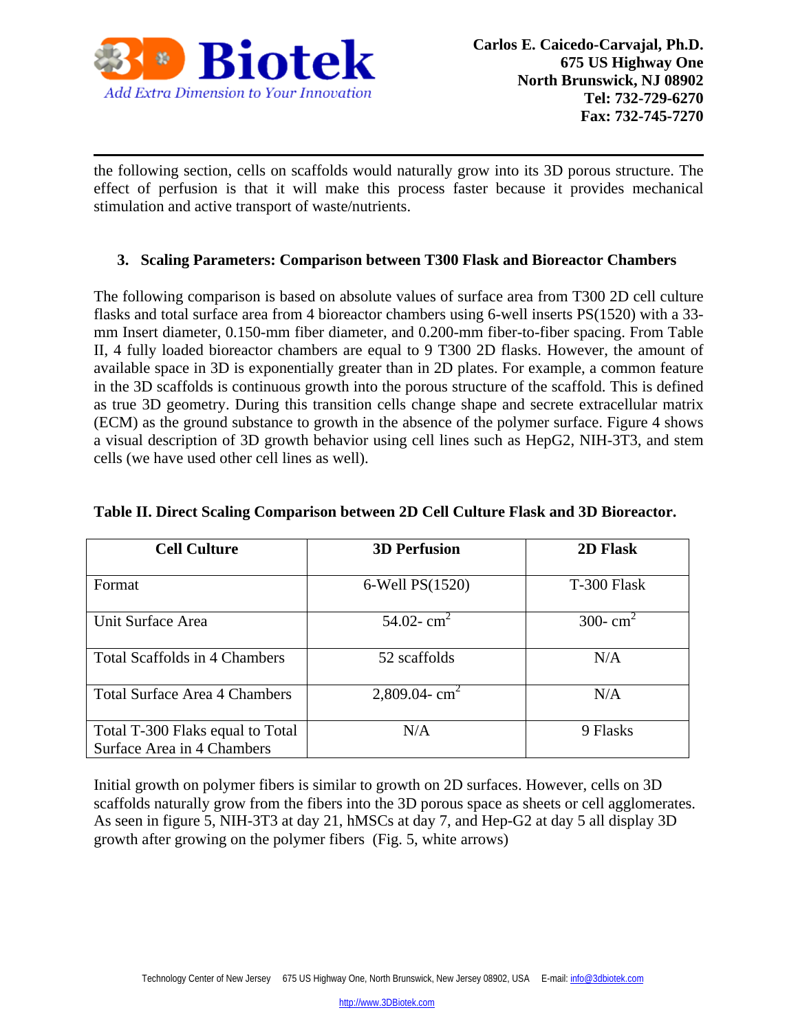the following section, cells on scaffolds would naturally grow into its 3D porous structure. The effect of perfusion is that it will make this process faster because it provides mechanical stimulation and active transport of waste/nutrients.

### 3. Scaling Parameters: Comparison between T300 Flask and Bioreactor Chambers

The following comparison is based on absolute values of surface area from T300 2D cell culture flasks and total surface area from 4 bioreactor chambers using 6-well inserts PS(1520) with a 33-mm Insert diameter, 0.150-mm fiber diameter, and 0.200-mm fiber-to-fiber spacing. From Table II, 4 fully loaded bioreactor chambers are equal to 9 T300 2D flasks. However, the amount of available space in 3D is exponentially greater than in 2D plates. For example, a common feature in the 3D scaffolds is continuous growth into the porous structure of the scaffold. This is defined as true 3D geometry. During this transition cells change shape and secrete extracellular matrix (ECM) as the ground substance to growth in the absence of the polymer surface. Figure 4 shows a visual description of 3D growth behavior using cell lines such as HepG2, NIH-3T3, and stem cells (we have used other cell lines as well).

**Table II. Direct Scaling Comparison between 2D Cell Culture Flask and 3D Bioreactor.**

| Cell Culture | 3D Perfusion | 2D Flask |
|---|---|---|
| Format | 6-Well PS(1520) | T-300 Flask |
| Unit Surface Area | 54.02- $cm^2$ | 300- $cm^2$ |
| Total Scaffolds in 4 Chambers | 52 scaffolds | N/A |
| Total Surface Area 4 Chambers | 2,809.04- $cm^2$ | N/A |
| Total T-300 Flaks equal to Total Surface Area in 4 Chambers | N/A | 9 Flasks |

Initial growth on polymer fibers is similar to growth on 2D surfaces. However, cells on 3D scaffolds naturally grow from the fibers into the 3D porous space as sheets or cell agglomerates. As seen in figure 5, NIH-3T3 at day 21, hMSCs at day 7, and Hep-G2 at day 5 all display 3D growth after growing on the polymer fibers (Fig. 5, white arrows)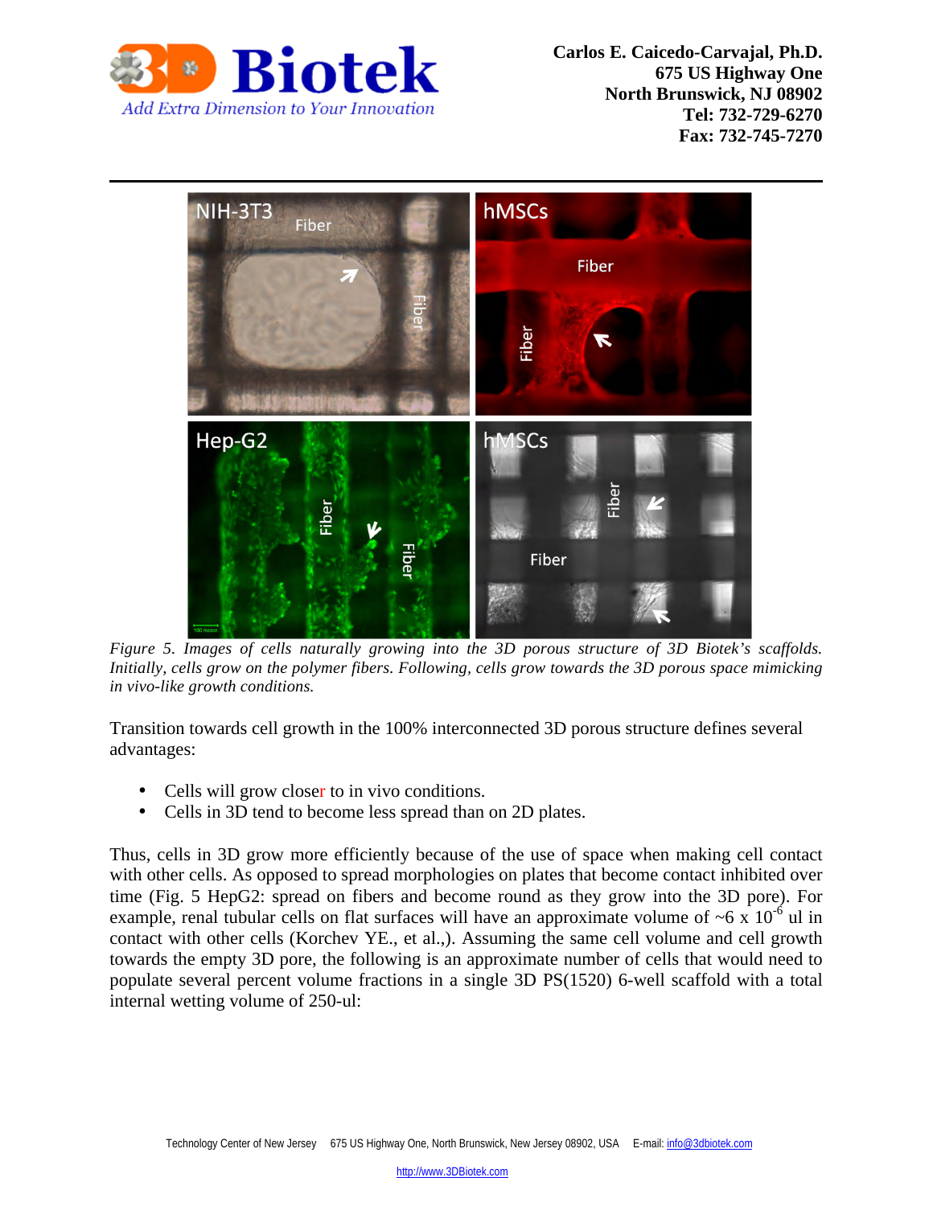*Figure 5. Images of cells naturally growing into the 3D porous structure of 3D Biotek's scaffolds. Initially, cells grow on the polymer fibers. Following, cells grow towards the 3D porous space mimicking in vivo-like growth conditions.*

Transition towards cell growth in the 100% interconnected 3D porous structure defines several advantages:

- Cells will grow closer to in vivo conditions.
- Cells in 3D tend to become less spread than on 2D plates.

Thus, cells in 3D grow more efficiently because of the use of space when making cell contact with other cells. As opposed to spread morphologies on plates that become contact inhibited over time (Fig. 5 HepG2: spread on fibers and become round as they grow into the 3D pore). For example, renal tubular cells on flat surfaces will have an approximate volume of ~6 x $10^{-6}$ ul in contact with other cells (Korchev YE., et al.,). Assuming the same cell volume and cell growth towards the empty 3D pore, the following is an approximate number of cells that would need to populate several percent volume fractions in a single 3D PS(1520) 6-well scaffold with a total internal wetting volume of 250-ul: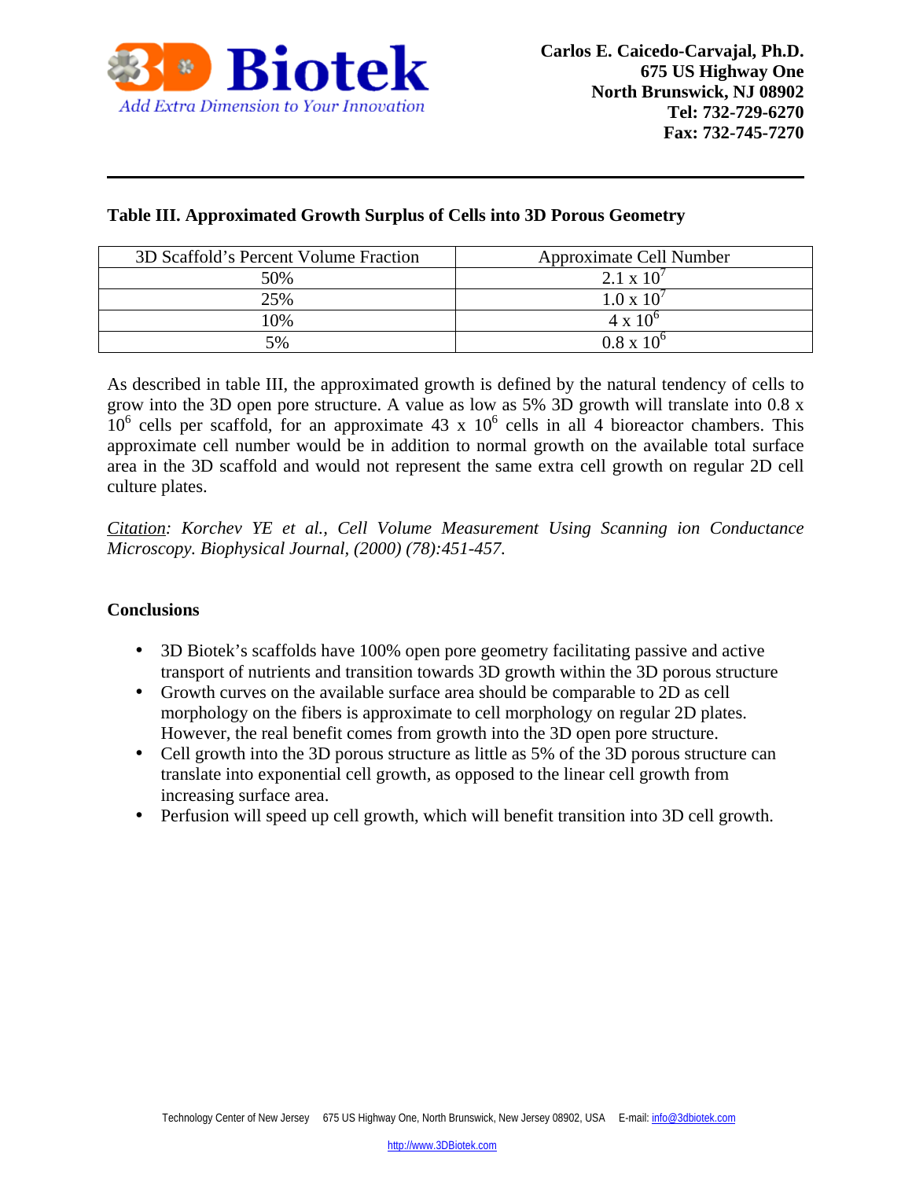**Table III. Approximated Growth Surplus of Cells into 3D Porous Geometry**

| 3D Scaffold's Percent Volume Fraction | Approximate Cell Number |
|---|---|
| 50% | $2.1 \times 10^7$ |
| 25% | $1.0 \times 10^7$ |
| 10% | $4 \times 10^6$ |
| 5% | $0.8 \times 10^6$ |

As described in table III, the approximated growth is defined by the natural tendency of cells to grow into the 3D open pore structure. A value as low as 5% 3D growth will translate into $0.8 \times 10^6$ cells per scaffold, for an approximate $43 \times 10^6$ cells in all 4 bioreactor chambers. This approximate cell number would be in addition to normal growth on the available total surface area in the 3D scaffold and would not represent the same extra cell growth on regular 2D cell culture plates.

*Citation: Korchev YE et al., Cell Volume Measurement Using Scanning ion Conductance Microscopy. Biophysical Journal, (2000) (78):451-457.*

**Conclusions**

- 3D Biotek's scaffolds have 100% open pore geometry facilitating passive and active transport of nutrients and transition towards 3D growth within the 3D porous structure
- Growth curves on the available surface area should be comparable to 2D as cell morphology on the fibers is approximate to cell morphology on regular 2D plates. However, the real benefit comes from growth into the 3D open pore structure.
- Cell growth into the 3D porous structure as little as 5% of the 3D porous structure can translate into exponential cell growth, as opposed to the linear cell growth from increasing surface area.
- Perfusion will speed up cell growth, which will benefit transition into 3D cell growth.